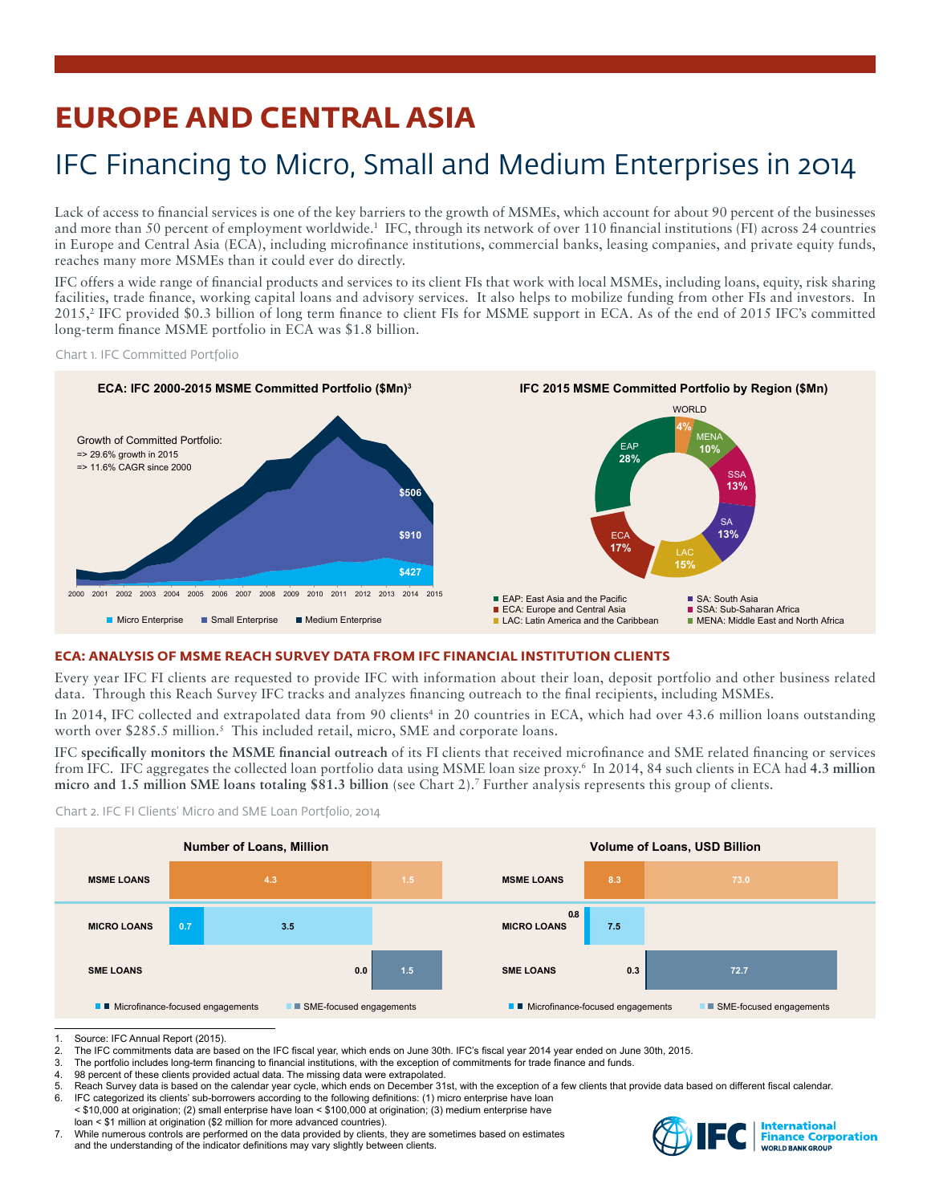# EUROPE AND CENTRAL ASIA

## IFC Financing to Micro, Small and Medium Enterprises in 2014

Lack of access to financial services is one of the key barriers to the growth of MSMEs, which account for about 90 percent of the businesses and more than 50 percent of employment worldwide.[1] IFC, through its network of over 110 financial institutions (FI) across 24 countries in Europe and Central Asia (ECA), including microfinance institutions, commercial banks, leasing companies, and private equity funds, reaches many more MSMEs than it could ever do directly.

IFC offers a wide range of financial products and services to its client FIs that work with local MSMEs, including loans, equity, risk sharing facilities, trade finance, working capital loans and advisory services. It also helps to mobilize funding from other FIs and investors. In 2015,[2] IFC provided $0.3 billion of long term finance to client FIs for MSME support in ECA. As of the end of 2015 IFC's committed long-term finance MSME portfolio in ECA was $1.8 billion.

Chart 1. IFC Committed Portfolio

**ECA: IFC 2000-2015 MSME Committed Portfolio ($Mn)[3]**

Growth of Committed Portfolio:
=> 29.6% growth in 2015
=> 11.6% CAGR since 2000

2015: Micro Enterprise $427; Small Enterprise $910; Medium Enterprise $506

**IFC 2015 MSME Committed Portfolio by Region ($Mn)**

| Region | Share |
|---|---|
| WORLD | 4% |
| MENA | 10% |
| SSA | 13% |
| SA | 13% |
| LAC | 15% |
| ECA | 17% |
| EAP | 28% |

EAP: East Asia and the Pacific; ECA: Europe and Central Asia; LAC: Latin America and the Caribbean; SA: South Asia; SSA: Sub-Saharan Africa; MENA: Middle East and North Africa

### ECA: ANALYSIS OF MSME REACH SURVEY DATA FROM IFC FINANCIAL INSTITUTION CLIENTS

Every year IFC FI clients are requested to provide IFC with information about their loan, deposit portfolio and other business related data. Through this Reach Survey IFC tracks and analyzes financing outreach to the final recipients, including MSMEs.

In 2014, IFC collected and extrapolated data from 90 clients[4] in 20 countries in ECA, which had over 43.6 million loans outstanding worth over $285.5 million.[5] This included retail, micro, SME and corporate loans.

IFC **specifically monitors the MSME financial outreach** of its FI clients that received microfinance and SME related financing or services from IFC. IFC aggregates the collected loan portfolio data using MSME loan size proxy.[6] In 2014, 84 such clients in ECA had **4.3 million micro and 1.5 million SME loans totaling $81.3 billion** (see Chart 2).[7] Further analysis represents this group of clients.

Chart 2. IFC FI Clients' Micro and SME Loan Portfolio, 2014

**Number of Loans, Million**

| | Microfinance-focused engagements | SME-focused engagements |
|---|---|---|
| MSME LOANS | 4.3 | 1.5 |
| MICRO LOANS | 0.7 | 3.5 |
| SME LOANS | 0.0 | 1.5 |

**Volume of Loans, USD Billion**

| | Microfinance-focused engagements | SME-focused engagements |
|---|---|---|
| MSME LOANS | 8.3 | 73.0 |
| MICRO LOANS | 0.8 | 7.5 |
| SME LOANS | 0.3 | 72.7 |

1. Source: IFC Annual Report (2015).
2. The IFC commitments data are based on the IFC fiscal year, which ends on June 30th. IFC's fiscal year 2014 year ended on June 30th, 2015.
3. The portfolio includes long-term financing to financial institutions, with the exception of commitments for trade finance and funds.
4. 98 percent of these clients provided actual data. The missing data were extrapolated.
5. Reach Survey data is based on the calendar year cycle, which ends on December 31st, with the exception of a few clients that provide data based on different fiscal calendar.
6. IFC categorized its clients' sub-borrowers according to the following definitions: (1) micro enterprise have loan < $10,000 at origination; (2) small enterprise have loan < $100,000 at origination; (3) medium enterprise have loan < $1 million at origination ($2 million for more advanced countries).
7. While numerous controls are performed on the data provided by clients, they are sometimes based on estimates and the understanding of the indicator definitions may vary slightly between clients.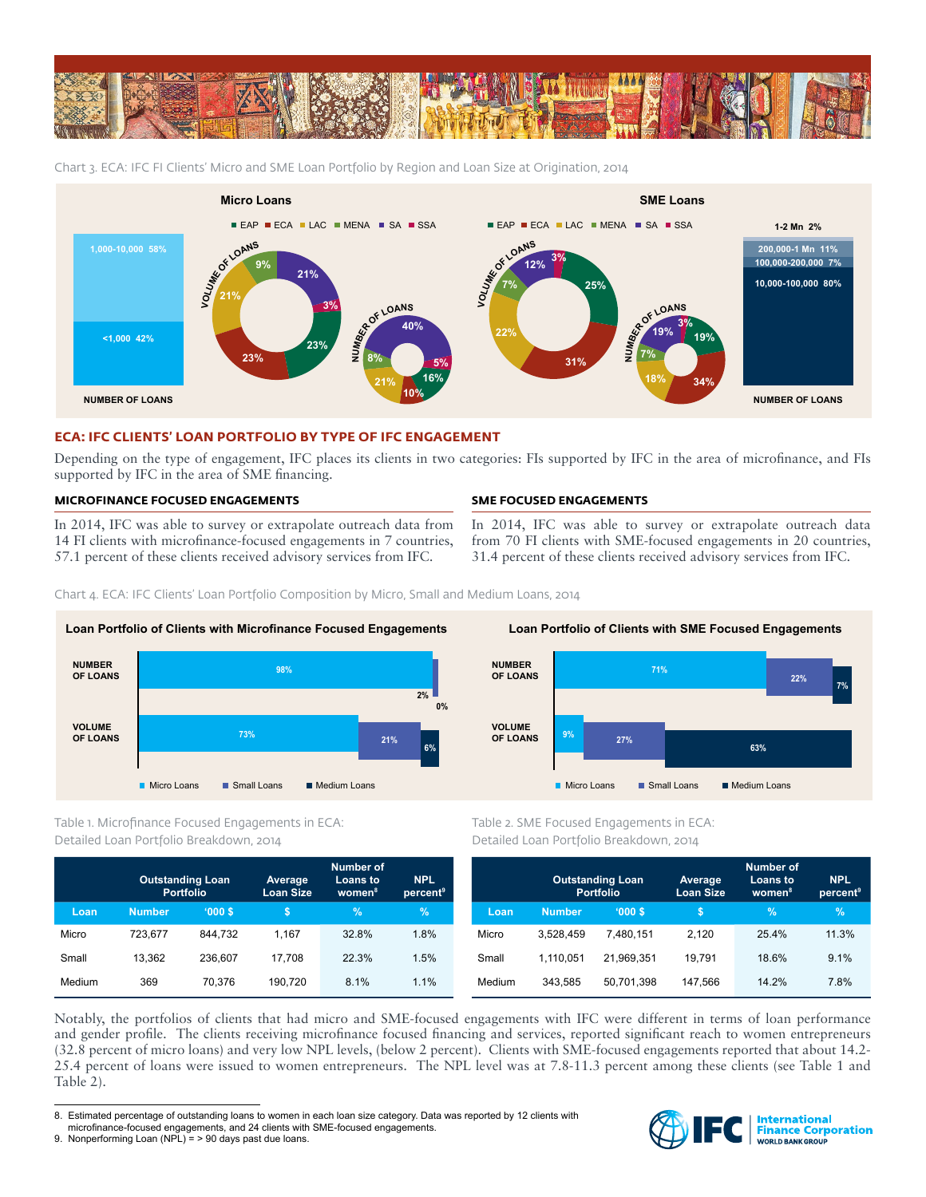Chart 3. ECA: IFC FI Clients' Micro and SME Loan Portfolio by Region and Loan Size at Origination, 2014

**Micro Loans**

EAP | ECA | LAC | MENA | SA | SSA

NUMBER OF LOANS: 1,000-10,000 58%; <1,000 42%

VOLUME OF LOANS: 9%, 21%, 3%, 23%, 23%, 21%

NUMBER OF LOANS: 40%, 5%, 16%, 10%, 21%, 8%

**SME Loans**

EAP | ECA | LAC | MENA | SA | SSA

VOLUME OF LOANS: 12%, 3%, 25%, 31%, 22%, 7%

NUMBER OF LOANS: 19%, 3%, 19%, 34%, 18%, 7%

NUMBER OF LOANS: 1-2 Mn 2%; 200,000-1 Mn 11%; 100,000-200,000 7%; 10,000-100,000 80%

## ECA: IFC CLIENTS' LOAN PORTFOLIO BY TYPE OF IFC ENGAGEMENT

Depending on the type of engagement, IFC places its clients in two categories: FIs supported by IFC in the area of microfinance, and FIs supported by IFC in the area of SME financing.

### MICROFINANCE FOCUSED ENGAGEMENTS

In 2014, IFC was able to survey or extrapolate outreach data from 14 FI clients with microfinance-focused engagements in 7 countries, 57.1 percent of these clients received advisory services from IFC.

### SME FOCUSED ENGAGEMENTS

In 2014, IFC was able to survey or extrapolate outreach data from 70 FI clients with SME-focused engagements in 20 countries, 31.4 percent of these clients received advisory services from IFC.

Chart 4. ECA: IFC Clients' Loan Portfolio Composition by Micro, Small and Medium Loans, 2014

**Loan Portfolio of Clients with Microfinance Focused Engagements**

| | Micro Loans | Small Loans | Medium Loans |
|---|---|---|---|
| NUMBER OF LOANS | 98% | 2% | 0% |
| VOLUME OF LOANS | 73% | 21% | 6% |

**Loan Portfolio of Clients with SME Focused Engagements**

| | Micro Loans | Small Loans | Medium Loans |
|---|---|---|---|
| NUMBER OF LOANS | 71% | 22% | 7% |
| VOLUME OF LOANS | 9% | 27% | 63% |

Table 1. Microfinance Focused Engagements in ECA: Detailed Loan Portfolio Breakdown, 2014

| | Outstanding Loan Portfolio | | Average Loan Size | Number of Loans to women[8] | NPL percent[9] |
|---|---|---|---|---|---|
| Loan | Number | '000 $ | $ | % | % |
| Micro | 723,677 | 844,732 | 1,167 | 32.8% | 1.8% |
| Small | 13,362 | 236,607 | 17,708 | 22.3% | 1.5% |
| Medium | 369 | 70,376 | 190,720 | 8.1% | 1.1% |

Table 2. SME Focused Engagements in ECA: Detailed Loan Portfolio Breakdown, 2014

| | Outstanding Loan Portfolio | | Average Loan Size | Number of Loans to women[8] | NPL percent[9] |
|---|---|---|---|---|---|
| Loan | Number | '000 $ | $ | % | % |
| Micro | 3,528,459 | 7,480,151 | 2,120 | 25.4% | 11.3% |
| Small | 1,110,051 | 21,969,351 | 19,791 | 18.6% | 9.1% |
| Medium | 343,585 | 50,701,398 | 147,566 | 14.2% | 7.8% |

Notably, the portfolios of clients that had micro and SME-focused engagements with IFC were different in terms of loan performance and gender profile. The clients receiving microfinance focused financing and services, reported significant reach to women entrepreneurs (32.8 percent of micro loans) and very low NPL levels, (below 2 percent). Clients with SME-focused engagements reported that about 14.2-25.4 percent of loans were issued to women entrepreneurs. The NPL level was at 7.8-11.3 percent among these clients (see Table 1 and Table 2).

8. Estimated percentage of outstanding loans to women in each loan size category. Data was reported by 12 clients with microfinance-focused engagements, and 24 clients with SME-focused engagements.
9. Nonperforming Loan (NPL) = > 90 days past due loans.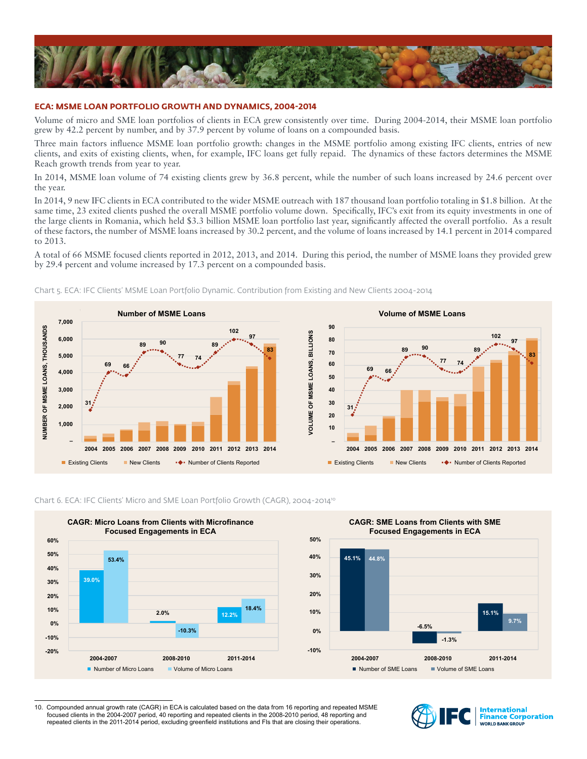## ECA: MSME LOAN PORTFOLIO GROWTH AND DYNAMICS, 2004-2014

Volume of micro and SME loan portfolios of clients in ECA grew consistently over time. During 2004-2014, their MSME loan portfolio grew by 42.2 percent by number, and by 37.9 percent by volume of loans on a compounded basis.

Three main factors influence MSME loan portfolio growth: changes in the MSME portfolio among existing IFC clients, entries of new clients, and exits of existing clients, when, for example, IFC loans get fully repaid. The dynamics of these factors determines the MSME Reach growth trends from year to year.

In 2014, MSME loan volume of 74 existing clients grew by 36.8 percent, while the number of such loans increased by 24.6 percent over the year.

In 2014, 9 new IFC clients in ECA contributed to the wider MSME outreach with 187 thousand loan portfolio totaling in $1.8 billion. At the same time, 23 exited clients pushed the overall MSME portfolio volume down. Specifically, IFC's exit from its equity investments in one of the large clients in Romania, which held $3.3 billion MSME loan portfolio last year, significantly affected the overall portfolio. As a result of these factors, the number of MSME loans increased by 30.2 percent, and the volume of loans increased by 14.1 percent in 2014 compared to 2013.

A total of 66 MSME focused clients reported in 2012, 2013, and 2014. During this period, the number of MSME loans they provided grew by 29.4 percent and volume increased by 17.3 percent on a compounded basis.

Chart 5. ECA: IFC Clients' MSME Loan Portfolio Dynamic. Contribution from Existing and New Clients 2004-2014

Chart 6. ECA: IFC Clients' Micro and SME Loan Portfolio Growth (CAGR), 2004-2014[10]

10. Compounded annual growth rate (CAGR) in ECA is calculated based on the data from 16 reporting and repeated MSME focused clients in the 2004-2007 period, 40 reporting and repeated clients in the 2008-2010 period, 48 reporting and repeated clients in the 2011-2014 period, excluding greenfield institutions and FIs that are closing their operations.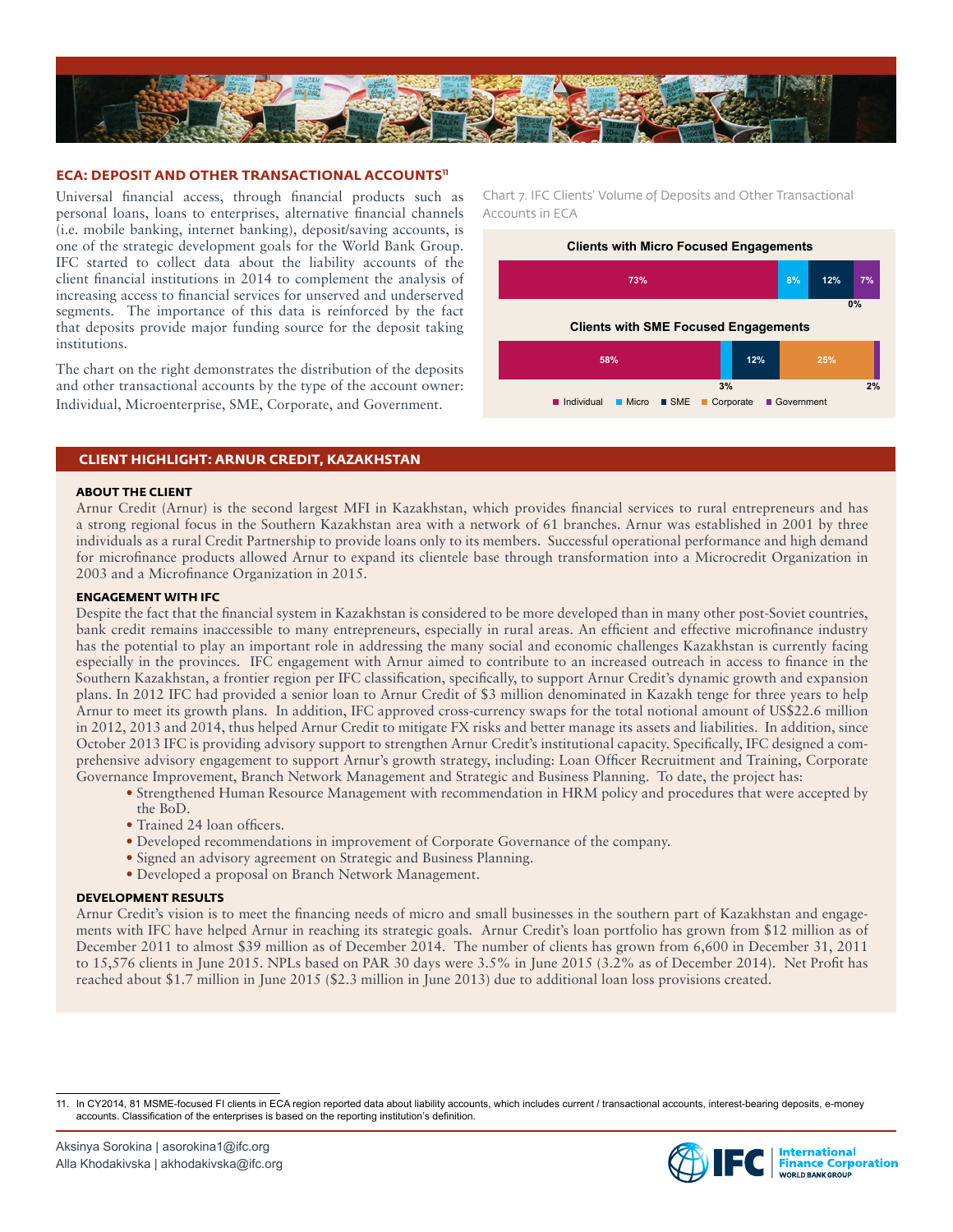## ECA: DEPOSIT AND OTHER TRANSACTIONAL ACCOUNTS[11]

Universal financial access, through financial products such as personal loans, loans to enterprises, alternative financial channels (i.e. mobile banking, internet banking), deposit/saving accounts, is one of the strategic development goals for the World Bank Group. IFC started to collect data about the liability accounts of the client financial institutions in 2014 to complement the analysis of increasing access to financial services for unserved and underserved segments. The importance of this data is reinforced by the fact that deposits provide major funding source for the deposit taking institutions.

The chart on the right demonstrates the distribution of the deposits and other transactional accounts by the type of the account owner: Individual, Microenterprise, SME, Corporate, and Government.

Chart 7. IFC Clients' Volume of Deposits and Other Transactional Accounts in ECA

Clients with Micro Focused Engagements

73%
8%
12%
7%
0%

Clients with SME Focused Engagements

58%
3%
12%
25%
2%

Individual
Micro
SME
Corporate
Government

## CLIENT HIGHLIGHT: ARNUR CREDIT, KAZAKHSTAN

### ABOUT THE CLIENT

Arnur Credit (Arnur) is the second largest MFI in Kazakhstan, which provides financial services to rural entrepreneurs and has a strong regional focus in the Southern Kazakhstan area with a network of 61 branches. Arnur was established in 2001 by three individuals as a rural Credit Partnership to provide loans only to its members. Successful operational performance and high demand for microfinance products allowed Arnur to expand its clientele base through transformation into a Microcredit Organization in 2003 and a Microfinance Organization in 2015.

### ENGAGEMENT WITH IFC

Despite the fact that the financial system in Kazakhstan is considered to be more developed than in many other post-Soviet countries, bank credit remains inaccessible to many entrepreneurs, especially in rural areas. An efficient and effective microfinance industry has the potential to play an important role in addressing the many social and economic challenges Kazakhstan is currently facing especially in the provinces. IFC engagement with Arnur aimed to contribute to an increased outreach in access to finance in the Southern Kazakhstan, a frontier region per IFC classification, specifically, to support Arnur Credit's dynamic growth and expansion plans. In 2012 IFC had provided a senior loan to Arnur Credit of $3 million denominated in Kazakh tenge for three years to help Arnur to meet its growth plans. In addition, IFC approved cross-currency swaps for the total notional amount of US$22.6 million in 2012, 2013 and 2014, thus helped Arnur Credit to mitigate FX risks and better manage its assets and liabilities. In addition, since October 2013 IFC is providing advisory support to strengthen Arnur Credit's institutional capacity. Specifically, IFC designed a comprehensive advisory engagement to support Arnur's growth strategy, including: Loan Officer Recruitment and Training, Corporate Governance Improvement, Branch Network Management and Strategic and Business Planning. To date, the project has:

- Strengthened Human Resource Management with recommendation in HRM policy and procedures that were accepted by the BoD.
- Trained 24 loan officers.
- Developed recommendations in improvement of Corporate Governance of the company.
- Signed an advisory agreement on Strategic and Business Planning.
- Developed a proposal on Branch Network Management.

### DEVELOPMENT RESULTS

Arnur Credit's vision is to meet the financing needs of micro and small businesses in the southern part of Kazakhstan and engagements with IFC have helped Arnur in reaching its strategic goals. Arnur Credit's loan portfolio has grown from $12 million as of December 2011 to almost $39 million as of December 2014. The number of clients has grown from 6,600 in December 31, 2011 to 15,576 clients in June 2015. NPLs based on PAR 30 days were 3.5% in June 2015 (3.2% as of December 2014). Net Profit has reached about $1.7 million in June 2015 ($2.3 million in June 2013) due to additional loan loss provisions created.

---

11. In CY2014, 81 MSME-focused FI clients in ECA region reported data about liability accounts, which includes current / transactional accounts, interest-bearing deposits, e-money accounts. Classification of the enterprises is based on the reporting institution's definition.

Aksinya Sorokina | asorokina1@ifc.org
Alla Khodakivska | akhodakivska@ifc.org